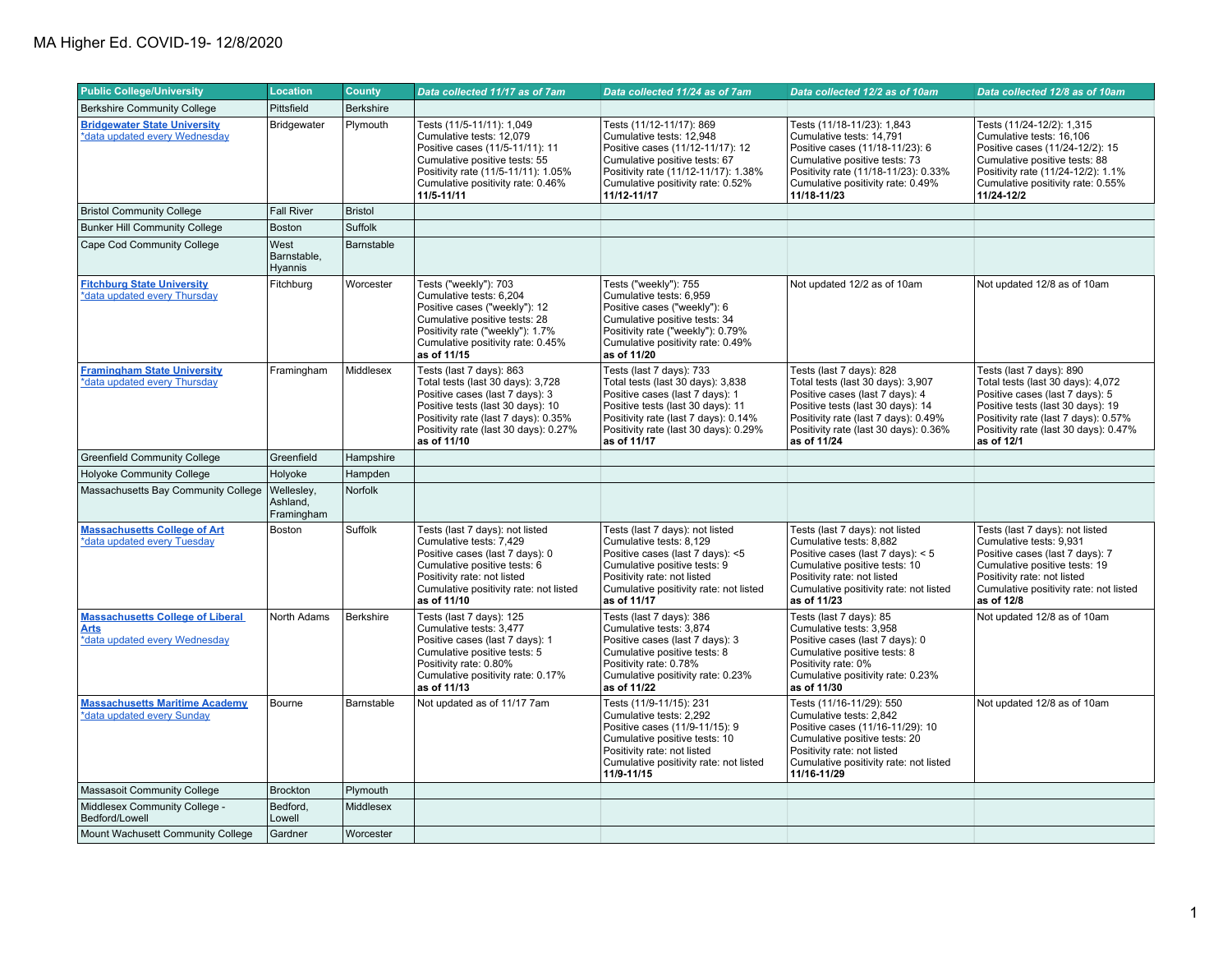# MA Higher Ed. COVID-19- 12/8/2020

| Public College/University | Location | County | *Data collected 11/17 as of 7am* | *Data collected 11/24 as of 7am* | *Data collected 12/2 as of 10am* | *Data collected 12/8 as of 10am* |
|---|---|---|---|---|---|---|
| Berkshire Community College | Pittsfield | Berkshire | | | | |
| **Bridgewater State University**<br>*data updated every Wednesday | Bridgewater | Plymouth | Tests (11/5-11/11): 1,049<br>Cumulative tests: 12,079<br>Positive cases (11/5-11/11): 11<br>Cumulative positive tests: 55<br>Positivity rate (11/5-11/11): 1.05%<br>Cumulative positivity rate: 0.46%<br>**11/5-11/11** | Tests (11/12-11/17): 869<br>Cumulative tests: 12,948<br>Positive cases (11/12-11/17): 12<br>Cumulative positive tests: 67<br>Positivity rate (11/12-11/17): 1.38%<br>Cumulative positivity rate: 0.52%<br>**11/12-11/17** | Tests (11/18-11/23): 1,843<br>Cumulative tests: 14,791<br>Positive cases (11/18-11/23): 6<br>Cumulative positive tests: 73<br>Positivity rate (11/18-11/23): 0.33%<br>Cumulative positivity rate: 0.49%<br>**11/18-11/23** | Tests (11/24-12/2): 1,315<br>Cumulative tests: 16,106<br>Positive cases (11/24-12/2): 15<br>Cumulative positive tests: 88<br>Positivity rate (11/24-12/2): 1.1%<br>Cumulative positivity rate: 0.55%<br>**11/24-12/2** |
| Bristol Community College | Fall River | Bristol | | | | |
| Bunker Hill Community College | Boston | Suffolk | | | | |
| Cape Cod Community College | West Barnstable, Hyannis | Barnstable | | | | |
| **Fitchburg State University**<br>*data updated every Thursday | Fitchburg | Worcester | Tests ("weekly"): 703<br>Cumulative tests: 6,204<br>Positive cases ("weekly"): 12<br>Cumulative positive tests: 28<br>Positivity rate ("weekly"): 1.7%<br>Cumulative positivity rate: 0.45%<br>**as of 11/15** | Tests ("weekly"): 755<br>Cumulative tests: 6,959<br>Positive cases ("weekly"): 6<br>Cumulative positive tests: 34<br>Positivity rate ("weekly"): 0.79%<br>Cumulative positivity rate: 0.49%<br>**as of 11/20** | Not updated 12/2 as of 10am | Not updated 12/8 as of 10am |
| **Framingham State University**<br>*data updated every Thursday | Framingham | Middlesex | Tests (last 7 days): 863<br>Total tests (last 30 days): 3,728<br>Positive cases (last 7 days): 3<br>Positive tests (last 30 days): 10<br>Positivity rate (last 7 days): 0.35%<br>Positivity rate (last 30 days): 0.27%<br>**as of 11/10** | Tests (last 7 days): 733<br>Total tests (last 30 days): 3,838<br>Positive cases (last 7 days): 1<br>Positive tests (last 30 days): 11<br>Positivity rate (last 7 days): 0.14%<br>Positivity rate (last 30 days): 0.29%<br>**as of 11/17** | Tests (last 7 days): 828<br>Total tests (last 30 days): 3,907<br>Positive cases (last 7 days): 4<br>Positive tests (last 30 days): 14<br>Positivity rate (last 7 days): 0.49%<br>Positivity rate (last 30 days): 0.36%<br>**as of 11/24** | Tests (last 7 days): 890<br>Total tests (last 30 days): 4,072<br>Positive cases (last 7 days): 5<br>Positive tests (last 30 days): 19<br>Positivity rate (last 7 days): 0.57%<br>Positivity rate (last 30 days): 0.47%<br>**as of 12/1** |
| Greenfield Community College | Greenfield | Hampshire | | | | |
| Holyoke Community College | Holyoke | Hampden | | | | |
| Massachusetts Bay Community College | Wellesley, Ashland, Framingham | Norfolk | | | | |
| **Massachusetts College of Art**<br>*data updated every Tuesday | Boston | Suffolk | Tests (last 7 days): not listed<br>Cumulative tests: 7,429<br>Positive cases (last 7 days): 0<br>Cumulative positive tests: 6<br>Positivity rate: not listed<br>Cumulative positivity rate: not listed<br>**as of 11/10** | Tests (last 7 days): not listed<br>Cumulative tests: 8,129<br>Positive cases (last 7 days): <5<br>Cumulative positive tests: 9<br>Positivity rate: not listed<br>Cumulative positivity rate: not listed<br>**as of 11/17** | Tests (last 7 days): not listed<br>Cumulative tests: 8,882<br>Positive cases (last 7 days): < 5<br>Cumulative positive tests: 10<br>Positivity rate: not listed<br>Cumulative positivity rate: not listed<br>**as of 11/23** | Tests (last 7 days): not listed<br>Cumulative tests: 9,931<br>Positive cases (last 7 days): 7<br>Cumulative positive tests: 19<br>Positivity rate: not listed<br>Cumulative positivity rate: not listed<br>**as of 12/8** |
| **Massachusetts College of Liberal Arts**<br>*data updated every Wednesday | North Adams | Berkshire | Tests (last 7 days): 125<br>Cumulative tests: 3,477<br>Positive cases (last 7 days): 1<br>Cumulative positive tests: 5<br>Positivity rate: 0.80%<br>Cumulative positivity rate: 0.17%<br>**as of 11/13** | Tests (last 7 days): 386<br>Cumulative tests: 3,874<br>Positive cases (last 7 days): 3<br>Cumulative positive tests: 8<br>Positivity rate: 0.78%<br>Cumulative positivity rate: 0.23%<br>**as of 11/22** | Tests (last 7 days): 85<br>Cumulative tests: 3,958<br>Positive cases (last 7 days): 0<br>Cumulative positive tests: 8<br>Positivity rate: 0%<br>Cumulative positivity rate: 0.23%<br>**as of 11/30** | Not updated 12/8 as of 10am |
| **Massachusetts Maritime Academy**<br>*data updated every Sunday | Bourne | Barnstable | Not updated as of 11/17 7am | Tests (11/9-11/15): 231<br>Cumulative tests: 2,292<br>Positive cases (11/9-11/15): 9<br>Cumulative positive tests: 10<br>Positivity rate: not listed<br>Cumulative positivity rate: not listed<br>**11/9-11/15** | Tests (11/16-11/29): 550<br>Cumulative tests: 2,842<br>Positive cases (11/16-11/29): 10<br>Cumulative positive tests: 20<br>Positivity rate: not listed<br>Cumulative positivity rate: not listed<br>**11/16-11/29** | Not updated 12/8 as of 10am |
| Massasoit Community College | Brockton | Plymouth | | | | |
| Middlesex Community College - Bedford/Lowell | Bedford, Lowell | Middlesex | | | | |
| Mount Wachusett Community College | Gardner | Worcester | | | | |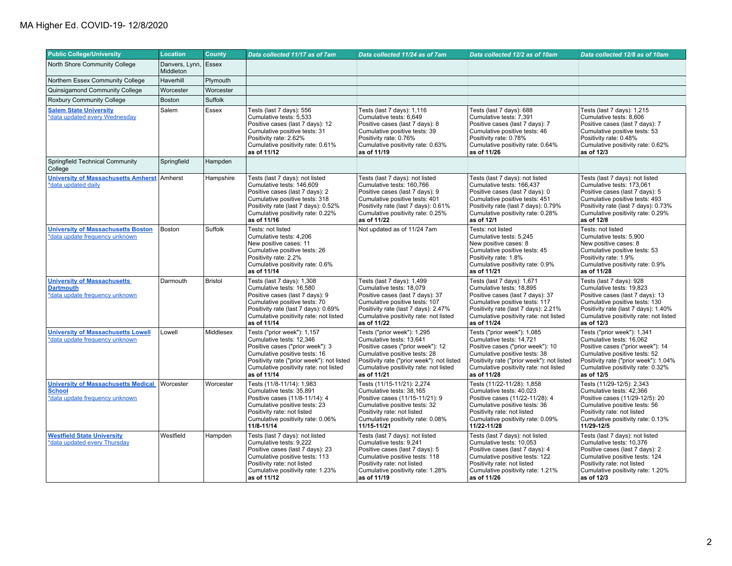MA Higher Ed. COVID-19- 12/8/2020

| Public College/University | Location | County | Data collected 11/17 as of 7am | Data collected 11/24 as of 7am | Data collected 12/2 as of 10am | Data collected 12/8 as of 10am |
|---|---|---|---|---|---|---|
| North Shore Community College | Danvers, Lynn, Middleton | Essex | | | | |
| Northern Essex Community College | Haverhill | Plymouth | | | | |
| Quinsigamond Community College | Worcester | Worcester | | | | |
| Roxbury Community College | Boston | Suffolk | | | | |
| **Salem State University** *data updated every Wednesday | Salem | Essex | Tests (last 7 days): 556<br>Cumulative tests: 5,533<br>Positive cases (last 7 days): 12<br>Cumulative positive tests: 31<br>Positivity rate: 2.62%<br>Cumulative positivity rate: 0.61%<br>**as of 11/12** | Tests (last 7 days): 1,116<br>Cumulative tests: 6,649<br>Positive cases (last 7 days): 8<br>Cumulative positive tests: 39<br>Positivity rate: 0.76%<br>Cumulative positivity rate: 0.63%<br>**as of 11/19** | Tests (last 7 days): 688<br>Cumulative tests: 7,391<br>Positive cases (last 7 days): 7<br>Cumulative positive tests: 46<br>Positivity rate: 0.78%<br>Cumulative positivity rate: 0.64%<br>**as of 11/26** | Tests (last 7 days): 1,215<br>Cumulative tests: 8,606<br>Positive cases (last 7 days): 7<br>Cumulative positive tests: 53<br>Positivity rate: 0.48%<br>Cumulative positivity rate: 0.62%<br>**as of 12/3** |
| Springfield Technical Community College | Springfield | Hampden | | | | |
| **University of Massachusetts Amherst** *data updated daily | Amherst | Hampshire | Tests (last 7 days): not listed<br>Cumulative tests: 146,609<br>Positive cases (last 7 days): 2<br>Cumulative positive tests: 318<br>Positivity rate (last 7 days): 0.52%<br>Cumulative positivity rate: 0.22%<br>**as of 11/16** | Tests (last 7 days): not listed<br>Cumulative tests: 160,766<br>Positive cases (last 7 days): 9<br>Cumulative positive tests: 401<br>Positivity rate (last 7 days): 0.61%<br>Cumulative positivity rate: 0.25%<br>**as of 11/22** | Tests (last 7 days): not listed<br>Cumulative tests: 166,437<br>Positive cases (last 7 days): 0<br>Cumulative positive tests: 451<br>Positivity rate (last 7 days): 0.79%<br>Cumulative positivity rate: 0.28%<br>**as of 12/1** | Tests (last 7 days): not listed<br>Cumulative tests: 173,061<br>Positive cases (last 7 days): 5<br>Cumulative positive tests: 493<br>Positivity rate (last 7 days): 0.73%<br>Cumulative positivity rate: 0.29%<br>**as of 12/8** |
| **University of Massachusetts Boston** *data update frequency unknown | Boston | Suffolk | Tests: not listed<br>Cumulative tests: 4,206<br>New positive cases: 11<br>Cumulative positive tests: 26<br>Positivity rate: 2.2%<br>Cumulative positivity rate: 0.6%<br>**as of 11/14** | Not updated as of 11/24 7am | Tests: not listed<br>Cumulative tests: 5,245<br>New positive cases: 8<br>Cumulative positive tests: 45<br>Positivity rate: 1.8%<br>Cumulative positivity rate: 0.9%<br>**as of 11/21** | Tests: not listed<br>Cumulative tests: 5,900<br>New positive cases: 8<br>Cumulative positive tests: 53<br>Positivity rate: 1.9%<br>Cumulative positivity rate: 0.9%<br>**as of 11/28** |
| **University of Massachusetts Dartmouth** *data update frequency unknown | Darmouth | Bristol | Tests (last 7 days): 1,308<br>Cumulative tests: 16,580<br>Positive cases (last 7 days): 9<br>Cumulative positive tests: 70<br>Positivity rate (last 7 days): 0.69%<br>Cumulative positivity rate: not listed<br>**as of 11/14** | Tests (last 7 days): 1,499<br>Cumulative tests: 18,079<br>Positive cases (last 7 days): 37<br>Cumulative positive tests: 107<br>Positivity rate (last 7 days): 2.47%<br>Cumulative positivity rate: not listed<br>**as of 11/22** | Tests (last 7 days): 1,671<br>Cumulative tests: 18,895<br>Positive cases (last 7 days): 37<br>Cumulative positive tests: 117<br>Positivity rate (last 7 days): 2.21%<br>Cumulative positivity rate: not listed<br>**as of 11/24** | Tests (last 7 days): 928<br>Cumulative tests: 19,823<br>Positive cases (last 7 days): 13<br>Cumulative positive tests: 130<br>Positivity rate (last 7 days): 1.40%<br>Cumulative positivity rate: not listed<br>**as of 12/3** |
| **University of Massachusetts Lowell** *data update frequency unknown | Lowell | Middlesex | Tests ("prior week"): 1,157<br>Cumulative tests: 12,346<br>Positive cases ("prior week"): 3<br>Cumulative positive tests: 16<br>Positivity rate ("prior week"): not listed<br>Cumulative positivity rate: not listed<br>**as of 11/14** | Tests ("prior week"): 1,295<br>Cumulative tests: 13,641<br>Positive cases ("prior week"): 12<br>Cumulative positive tests: 28<br>Positivity rate ("prior week"): not listed<br>Cumulative positivity rate: not listed<br>**as of 11/21** | Tests ("prior week"): 1,085<br>Cumulative tests: 14,721<br>Positive cases ("prior week"): 10<br>Cumulative positive tests: 38<br>Positivity rate ("prior week"): not listed<br>Cumulative positivity rate: not listed<br>**as of 11/28** | Tests ("prior week"): 1,341<br>Cumulative tests: 16,062<br>Positive cases ("prior week"): 14<br>Cumulative positive tests: 52<br>Positivity rate ("prior week"): 1.04%<br>Cumulative positivity rate: 0.32%<br>**as of 12/5** |
| **University of Massachusetts Medical School** *data update frequency unknown | Worcester | Worcester | Tests (11/8-11/14): 1,983<br>Cumulative tests: 35,891<br>Positive cases (11/8-11/14): 4<br>Cumulative positive tests: 23<br>Positivity rate: not listed<br>Cumulative positivity rate: 0.06%<br>**11/8-11/14** | Tests (11/15-11/21): 2,274<br>Cumulative tests: 38,165<br>Positive cases (11/15-11/21): 9<br>Cumulative positive tests: 32<br>Positivity rate: not listed<br>Cumulative positivity rate: 0.08%<br>**11/15-11/21** | Tests (11/22-11/28): 1,858<br>Cumulative tests: 40,023<br>Positive cases (11/22-11/28): 4<br>Cumulative positive tests: 36<br>Positivity rate: not listed<br>Cumulative positivity rate: 0.09%<br>**11/22-11/28** | Tests (11/29-12/5): 2,343<br>Cumulative tests: 42,366<br>Positive cases (11/29-12/5): 20<br>Cumulative positive tests: 56<br>Positivity rate: not listed<br>Cumulative positivity rate: 0.13%<br>**11/29-12/5** |
| **Westfield State University** *data updated every Thursday | Westfield | Hampden | Tests (last 7 days): not listed<br>Cumulative tests: 9,222<br>Positive cases (last 7 days): 23<br>Cumulative positive tests: 113<br>Positivity rate: not listed<br>Cumulative positivity rate: 1.23%<br>**as of 11/12** | Tests (last 7 days): not listed<br>Cumulative tests: 9,241<br>Positive cases (last 7 days): 5<br>Cumulative positive tests: 118<br>Positivity rate: not listed<br>Cumulative positivity rate: 1.28%<br>**as of 11/19** | Tests (last 7 days): not listed<br>Cumulative tests: 10,053<br>Positive cases (last 7 days): 4<br>Cumulative positive tests: 122<br>Positivity rate: not listed<br>Cumulative positivity rate: 1.21%<br>**as of 11/26** | Tests (last 7 days): not listed<br>Cumulative tests: 10,376<br>Positive cases (last 7 days): 2<br>Cumulative positive tests: 124<br>Positivity rate: not listed<br>Cumulative positivity rate: 1.20%<br>**as of 12/3** |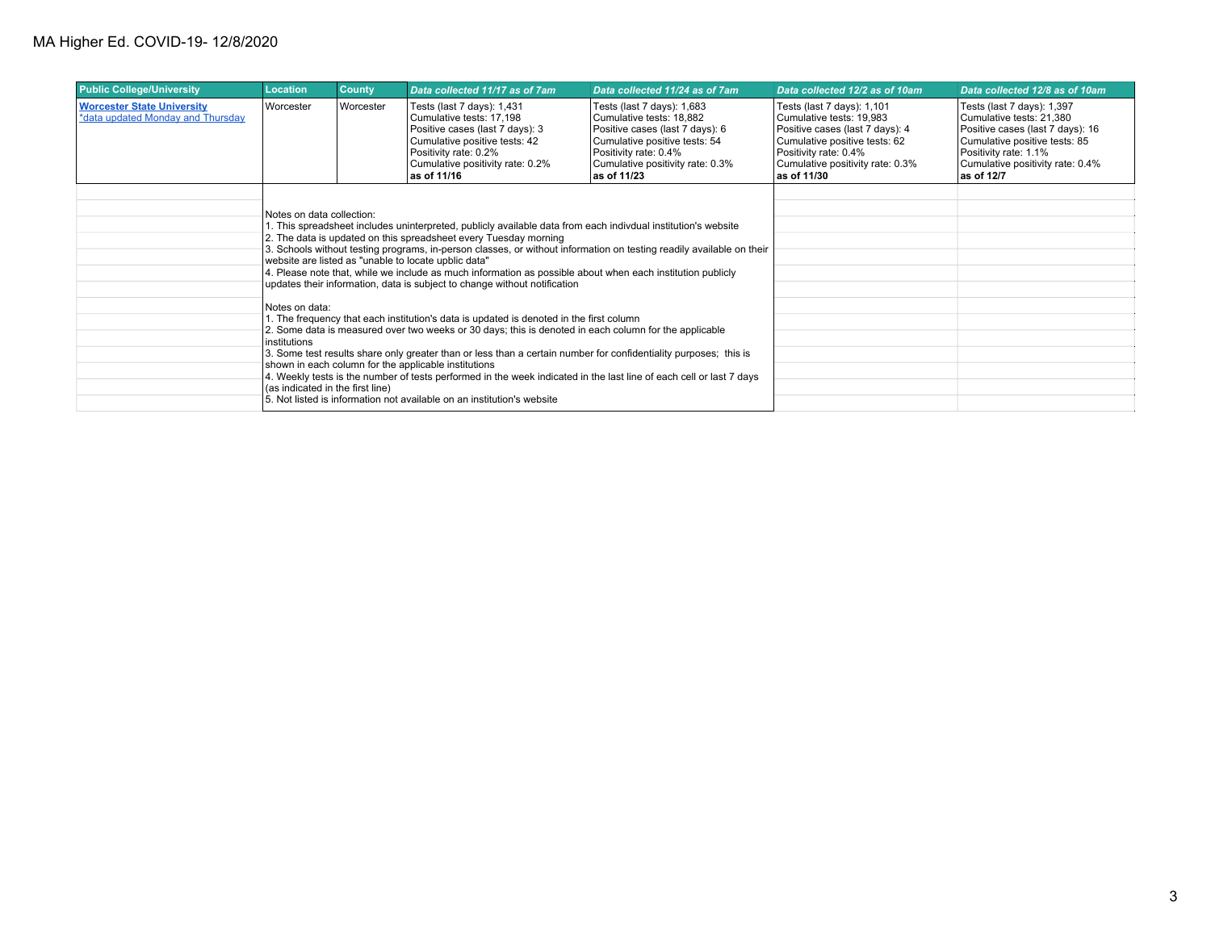MA Higher Ed. COVID-19- 12/8/2020

| Public College/University | Location | County | *Data collected 11/17 as of 7am* | *Data collected 11/24 as of 7am* | *Data collected 12/2 as of 10am* | *Data collected 12/8 as of 10am* |
|---|---|---|---|---|---|---|
| **Worcester State University**<br>*data updated Monday and Thursday | Worcester | Worcester | Tests (last 7 days): 1,431<br>Cumulative tests: 17,198<br>Positive cases (last 7 days): 3<br>Cumulative positive tests: 42<br>Positivity rate: 0.2%<br>Cumulative positivity rate: 0.2%<br>**as of 11/16** | Tests (last 7 days): 1,683<br>Cumulative tests: 18,882<br>Positive cases (last 7 days): 6<br>Cumulative positive tests: 54<br>Positivity rate: 0.4%<br>Cumulative positivity rate: 0.3%<br>**as of 11/23** | Tests (last 7 days): 1,101<br>Cumulative tests: 19,983<br>Positive cases (last 7 days): 4<br>Cumulative positive tests: 62<br>Positivity rate: 0.4%<br>Cumulative positivity rate: 0.3%<br>**as of 11/30** | Tests (last 7 days): 1,397<br>Cumulative tests: 21,380<br>Positive cases (last 7 days): 16<br>Cumulative positive tests: 85<br>Positivity rate: 1.1%<br>Cumulative positivity rate: 0.4%<br>**as of 12/7** |

Notes on data collection:
1. This spreadsheet includes uninterpreted, publicly available data from each indivdual institution's website
2. The data is updated on this spreadsheet every Tuesday morning
3. Schools without testing programs, in-person classes, or without information on testing readily available on their website are listed as "unable to locate upblic data"
4. Please note that, while we include as much information as possible about when each institution publicly updates their information, data is subject to change without notification

Notes on data:
1. The frequency that each institution's data is updated is denoted in the first column
2. Some data is measured over two weeks or 30 days; this is denoted in each column for the applicable institutions
3. Some test results share only greater than or less than a certain number for confidentiality purposes; this is shown in each column for the applicable institutions
4. Weekly tests is the number of tests performed in the week indicated in the last line of each cell or last 7 days (as indicated in the first line)
5. Not listed is information not available on an institution's website